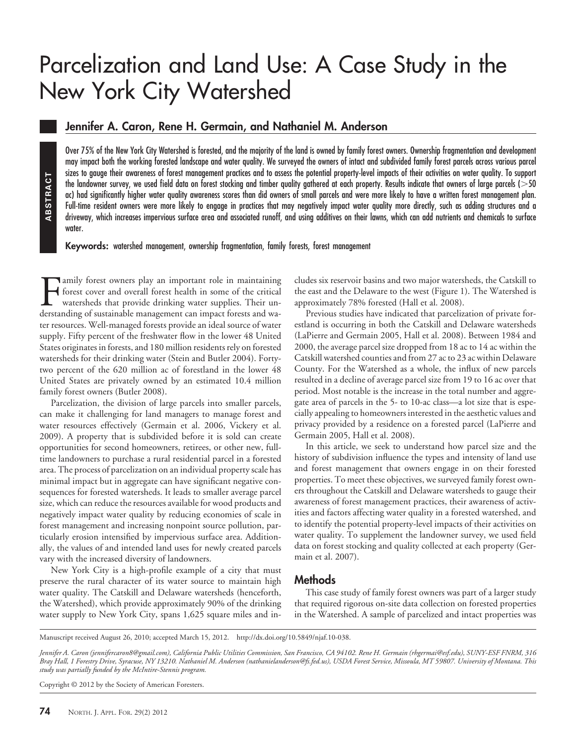# Parcelization and Land Use: A Case Study in the New York City Watershed

### Jennifer A. Caron, Rene H. Germain, and Nathaniel M. Anderson

**ABSTRACT**

Over 75% of the New York City Watershed is forested, and the majority of the land is owned by family forest owners. Ownership fragmentation and development may impact both the working forested landscape and water quality. We surveyed the owners of intact and subdivided family forest parcels across various parcel sizes to gauge their awareness of forest management practices and to assess the potential property-level impacts of their activities on water quality. To support the landowner survey, we used field data on forest stocking and timber quality gathered at each property. Results indicate that owners of large parcels (>50 ac) had significantly higher water quality awareness scores than did owners of small parcels and were more likely to have a written forest management plan. Full-time resident owners were more likely to engage in practices that may negatively impact water quality more directly, such as adding structures and a driveway, which increases impervious surface area and associated runoff, and using additives on their lawns, which can add nutrients and chemicals to surface water.

**Keywords:** watershed management, ownership fragmentation, family forests, forest management

Family forest owners play an important role in maintaining forest cover and overall forest health in some of the critical watersheds that provide drinking water supplies. Their understanding of sustainable management can impact forests and water resources. Well-managed forests provide an ideal source of water supply. Fifty percent of the freshwater flow in the lower 48 United States originates in forests, and 180 million residents rely on forested watersheds for their drinking water (Stein and Butler 2004). Forty-two percent of the 620 million ac of forestland in the lower 48 United States are privately owned by an estimated 10.4 million family forest owners (Butler 2008).

Parcelization, the division of large parcels into smaller parcels, can make it challenging for land managers to manage forest and water resources effectively (Germain et al. 2006, Vickery et al. 2009). A property that is subdivided before it is sold can create opportunities for second homeowners, retirees, or other new, full-time landowners to purchase a rural residential parcel in a forested area. The process of parcelization on an individual property scale has minimal impact but in aggregate can have significant negative consequences for forested watersheds. It leads to smaller average parcel size, which can reduce the resources available for wood products and negatively impact water quality by reducing economies of scale in forest management and increasing nonpoint source pollution, particularly erosion intensified by impervious surface area. Additionally, the values of and intended land uses for newly created parcels vary with the increased diversity of landowners.

New York City is a high-profile example of a city that must preserve the rural character of its water source to maintain high water quality. The Catskill and Delaware watersheds (henceforth, the Watershed), which provide approximately 90% of the drinking water supply to New York City, spans 1,625 square miles and includes six reservoir basins and two major watersheds, the Catskill to the east and the Delaware to the west (Figure 1). The Watershed is approximately 78% forested (Hall et al. 2008).

Previous studies have indicated that parcelization of private forestland is occurring in both the Catskill and Delaware watersheds (LaPierre and Germain 2005, Hall et al. 2008). Between 1984 and 2000, the average parcel size dropped from 18 ac to 14 ac within the Catskill watershed counties and from 27 ac to 23 ac within Delaware County. For the Watershed as a whole, the influx of new parcels resulted in a decline of average parcel size from 19 to 16 ac over that period. Most notable is the increase in the total number and aggregate area of parcels in the 5- to 10-ac class—a lot size that is especially appealing to homeowners interested in the aesthetic values and privacy provided by a residence on a forested parcel (LaPierre and Germain 2005, Hall et al. 2008).

In this article, we seek to understand how parcel size and the history of subdivision influence the types and intensity of land use and forest management that owners engage in on their forested properties. To meet these objectives, we surveyed family forest owners throughout the Catskill and Delaware watersheds to gauge their awareness of forest management practices, their awareness of activities and factors affecting water quality in a forested watershed, and to identify the potential property-level impacts of their activities on water quality. To supplement the landowner survey, we used field data on forest stocking and quality collected at each property (Germain et al. 2007).

## Methods

This case study of family forest owners was part of a larger study that required rigorous on-site data collection on forested properties in the Watershed. A sample of parcelized and intact properties was

Manuscript received August 26, 2010; accepted March 15, 2012. http://dx.doi.org/10.5849/njaf.10-038.

*Jennifer A. Caron (jennifercaron8@gmail.com), California Public Utilities Commission, San Francisco, CA 94102. Rene H. Germain (rhgermai@esf.edu), SUNY-ESF FNRM, 316 Bray Hall, 1 Forestry Drive, Syracuse, NY 13210. Nathaniel M. Anderson (nathanielanderson@fs.fed.us), USDA Forest Service, Missoula, MT 59807. University of Montana. This study was partially funded by the McIntire-Stennis program.*

Copyright © 2012 by the Society of American Foresters.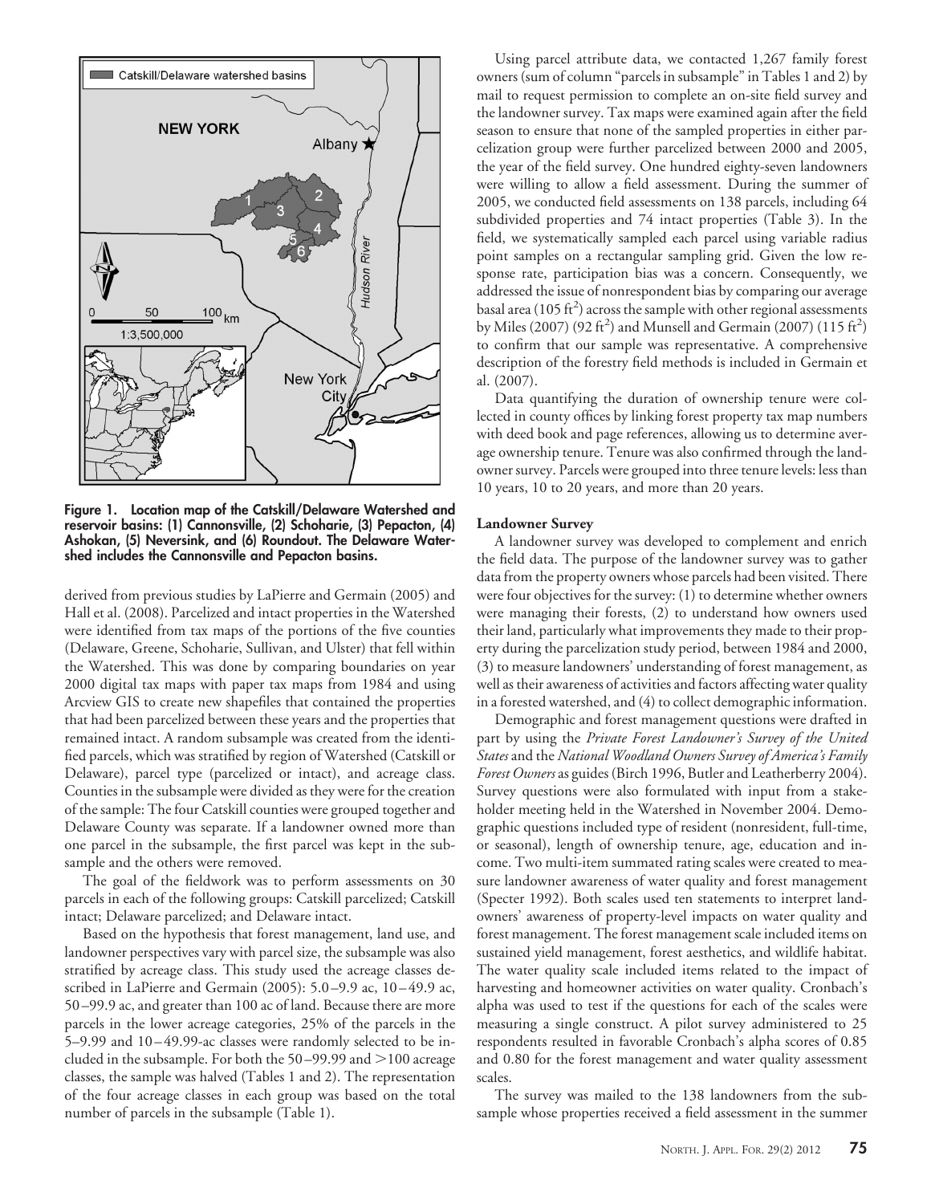Figure 1. Location map of the Catskill/Delaware Watershed and reservoir basins: (1) Cannonsville, (2) Schoharie, (3) Pepacton, (4) Ashokan, (5) Neversink, and (6) Roundout. The Delaware Watershed includes the Cannonsville and Pepacton basins.

derived from previous studies by LaPierre and Germain (2005) and Hall et al. (2008). Parcelized and intact properties in the Watershed were identified from tax maps of the portions of the five counties (Delaware, Greene, Schoharie, Sullivan, and Ulster) that fell within the Watershed. This was done by comparing boundaries on year 2000 digital tax maps with paper tax maps from 1984 and using Arcview GIS to create new shapefiles that contained the properties that had been parcelized between these years and the properties that remained intact. A random subsample was created from the identified parcels, which was stratified by region of Watershed (Catskill or Delaware), parcel type (parcelized or intact), and acreage class. Counties in the subsample were divided as they were for the creation of the sample: The four Catskill counties were grouped together and Delaware County was separate. If a landowner owned more than one parcel in the subsample, the first parcel was kept in the subsample and the others were removed.

The goal of the fieldwork was to perform assessments on 30 parcels in each of the following groups: Catskill parcelized; Catskill intact; Delaware parcelized; and Delaware intact.

Based on the hypothesis that forest management, land use, and landowner perspectives vary with parcel size, the subsample was also stratified by acreage class. This study used the acreage classes described in LaPierre and Germain (2005): 5.0–9.9 ac, 10–49.9 ac, 50–99.9 ac, and greater than 100 ac of land. Because there are more parcels in the lower acreage categories, 25% of the parcels in the 5–9.99 and 10–49.99-ac classes were randomly selected to be included in the subsample. For both the 50–99.99 and >100 acreage classes, the sample was halved (Tables 1 and 2). The representation of the four acreage classes in each group was based on the total number of parcels in the subsample (Table 1).

Using parcel attribute data, we contacted 1,267 family forest owners (sum of column "parcels in subsample" in Tables 1 and 2) by mail to request permission to complete an on-site field survey and the landowner survey. Tax maps were examined again after the field season to ensure that none of the sampled properties in either parcelization group were further parcelized between 2000 and 2005, the year of the field survey. One hundred eighty-seven landowners were willing to allow a field assessment. During the summer of 2005, we conducted field assessments on 138 parcels, including 64 subdivided properties and 74 intact properties (Table 3). In the field, we systematically sampled each parcel using variable radius point samples on a rectangular sampling grid. Given the low response rate, participation bias was a concern. Consequently, we addressed the issue of nonrespondent bias by comparing our average basal area (105 $ft^2$) across the sample with other regional assessments by Miles (2007) (92 $ft^2$) and Munsell and Germain (2007) (115 $ft^2$) to confirm that our sample was representative. A comprehensive description of the forestry field methods is included in Germain et al. (2007).

Data quantifying the duration of ownership tenure were collected in county offices by linking forest property tax map numbers with deed book and page references, allowing us to determine average ownership tenure. Tenure was also confirmed through the landowner survey. Parcels were grouped into three tenure levels: less than 10 years, 10 to 20 years, and more than 20 years.

#### Landowner Survey

A landowner survey was developed to complement and enrich the field data. The purpose of the landowner survey was to gather data from the property owners whose parcels had been visited. There were four objectives for the survey: (1) to determine whether owners were managing their forests, (2) to understand how owners used their land, particularly what improvements they made to their property during the parcelization study period, between 1984 and 2000, (3) to measure landowners' understanding of forest management, as well as their awareness of activities and factors affecting water quality in a forested watershed, and (4) to collect demographic information.

Demographic and forest management questions were drafted in part by using the *Private Forest Landowner's Survey of the United States* and the *National Woodland Owners Survey of America's Family Forest Owners* as guides (Birch 1996, Butler and Leatherberry 2004). Survey questions were also formulated with input from a stakeholder meeting held in the Watershed in November 2004. Demographic questions included type of resident (nonresident, full-time, or seasonal), length of ownership tenure, age, education and income. Two multi-item summated rating scales were created to measure landowner awareness of water quality and forest management (Specter 1992). Both scales used ten statements to interpret landowners' awareness of property-level impacts on water quality and forest management. The forest management scale included items on sustained yield management, forest aesthetics, and wildlife habitat. The water quality scale included items related to the impact of harvesting and homeowner activities on water quality. Cronbach's alpha was used to test if the questions for each of the scales were measuring a single construct. A pilot survey administered to 25 respondents resulted in favorable Cronbach's alpha scores of 0.85 and 0.80 for the forest management and water quality assessment scales.

The survey was mailed to the 138 landowners from the subsample whose properties received a field assessment in the summer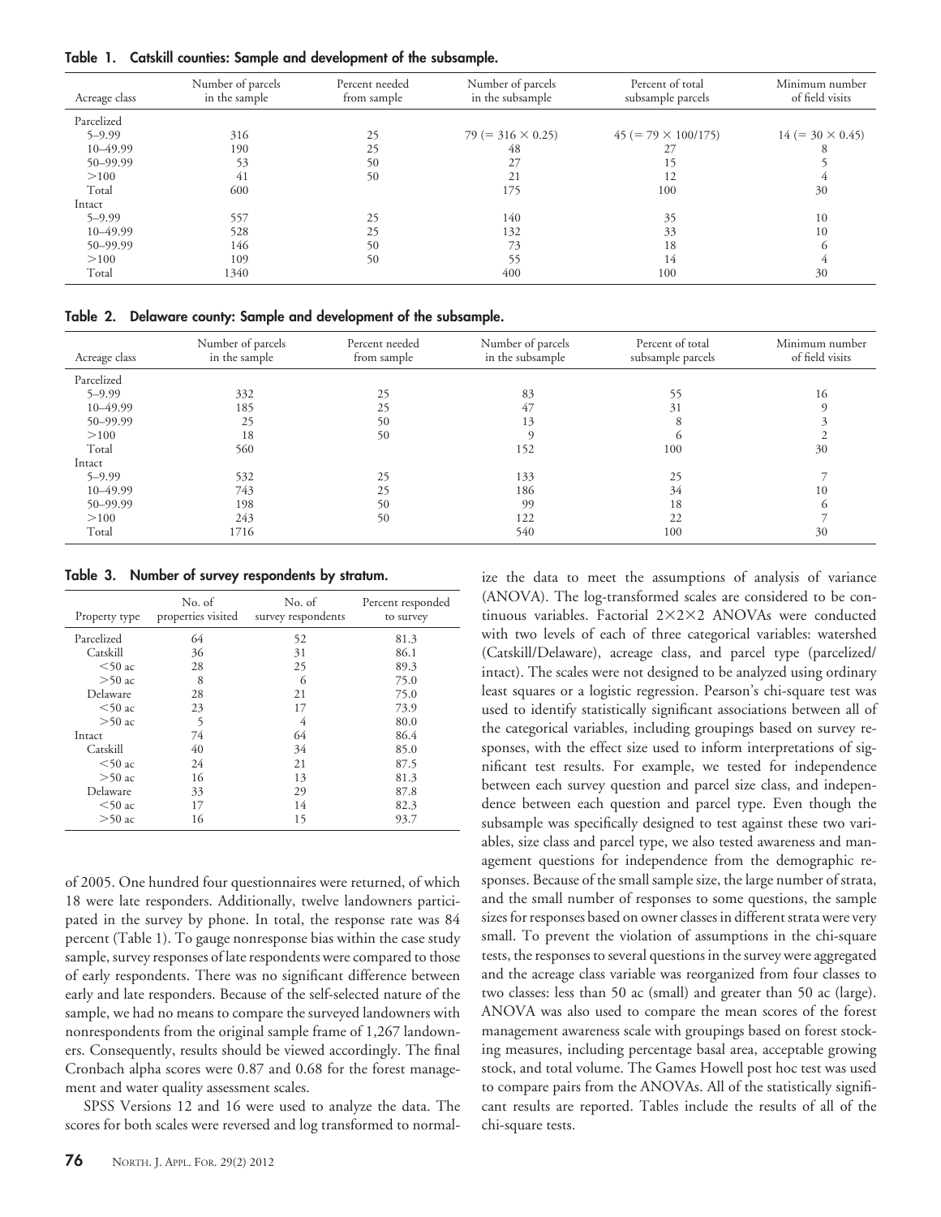**Table 1. Catskill counties: Sample and development of the subsample.**

| Acreage class | Number of parcels in the sample | Percent needed from sample | Number of parcels in the subsample | Percent of total subsample parcels | Minimum number of field visits |
|---|---|---|---|---|---|
| Parcelized | | | | | |
| 5–9.99 | 316 | 25 | 79 (= 316 × 0.25) | 45 (= 79 × 100/175) | 14 (= 30 × 0.45) |
| 10–49.99 | 190 | 25 | 48 | 27 | 8 |
| 50–99.99 | 53 | 50 | 27 | 15 | 5 |
| >100 | 41 | 50 | 21 | 12 | 4 |
| Total | 600 | | 175 | 100 | 30 |
| Intact | | | | | |
| 5–9.99 | 557 | 25 | 140 | 35 | 10 |
| 10–49.99 | 528 | 25 | 132 | 33 | 10 |
| 50–99.99 | 146 | 50 | 73 | 18 | 6 |
| >100 | 109 | 50 | 55 | 14 | 4 |
| Total | 1340 | | 400 | 100 | 30 |

**Table 2. Delaware county: Sample and development of the subsample.**

| Acreage class | Number of parcels in the sample | Percent needed from sample | Number of parcels in the subsample | Percent of total subsample parcels | Minimum number of field visits |
|---|---|---|---|---|---|
| Parcelized | | | | | |
| 5–9.99 | 332 | 25 | 83 | 55 | 16 |
| 10–49.99 | 185 | 25 | 47 | 31 | 9 |
| 50–99.99 | 25 | 50 | 13 | 8 | 3 |
| >100 | 18 | 50 | 9 | 6 | 2 |
| Total | 560 | | 152 | 100 | 30 |
| Intact | | | | | |
| 5–9.99 | 532 | 25 | 133 | 25 | 7 |
| 10–49.99 | 743 | 25 | 186 | 34 | 10 |
| 50–99.99 | 198 | 50 | 99 | 18 | 6 |
| >100 | 243 | 50 | 122 | 22 | 7 |
| Total | 1716 | | 540 | 100 | 30 |

**Table 3. Number of survey respondents by stratum.**

| Property type | No. of properties visited | No. of survey respondents | Percent responded to survey |
|---|---|---|---|
| Parcelized | 64 | 52 | 81.3 |
| Catskill | 36 | 31 | 86.1 |
| <50 ac | 28 | 25 | 89.3 |
| >50 ac | 8 | 6 | 75.0 |
| Delaware | 28 | 21 | 75.0 |
| <50 ac | 23 | 17 | 73.9 |
| >50 ac | 5 | 4 | 80.0 |
| Intact | 74 | 64 | 86.4 |
| Catskill | 40 | 34 | 85.0 |
| <50 ac | 24 | 21 | 87.5 |
| >50 ac | 16 | 13 | 81.3 |
| Delaware | 33 | 29 | 87.8 |
| <50 ac | 17 | 14 | 82.3 |
| >50 ac | 16 | 15 | 93.7 |

of 2005. One hundred four questionnaires were returned, of which 18 were late responders. Additionally, twelve landowners participated in the survey by phone. In total, the response rate was 84 percent (Table 1). To gauge nonresponse bias within the case study sample, survey responses of late respondents were compared to those of early respondents. There was no significant difference between early and late responders. Because of the self-selected nature of the sample, we had no means to compare the surveyed landowners with nonrespondents from the original sample frame of 1,267 landowners. Consequently, results should be viewed accordingly. The final Cronbach alpha scores were 0.87 and 0.68 for the forest management and water quality assessment scales.

SPSS Versions 12 and 16 were used to analyze the data. The scores for both scales were reversed and log transformed to normalize the data to meet the assumptions of analysis of variance (ANOVA). The log-transformed scales are considered to be continuous variables. Factorial 2×2×2 ANOVAs were conducted with two levels of each of three categorical variables: watershed (Catskill/Delaware), acreage class, and parcel type (parcelized/intact). The scales were not designed to be analyzed using ordinary least squares or a logistic regression. Pearson's chi-square test was used to identify statistically significant associations between all of the categorical variables, including groupings based on survey responses, with the effect size used to inform interpretations of significant test results. For example, we tested for independence between each survey question and parcel size class, and independence between each question and parcel type. Even though the subsample was specifically designed to test against these two variables, size class and parcel type, we also tested awareness and management questions for independence from the demographic responses. Because of the small sample size, the large number of strata, and the small number of responses to some questions, the sample sizes for responses based on owner classes in different strata were very small. To prevent the violation of assumptions in the chi-square tests, the responses to several questions in the survey were aggregated and the acreage class variable was reorganized from four classes to two classes: less than 50 ac (small) and greater than 50 ac (large). ANOVA was also used to compare the mean scores of the forest management awareness scale with groupings based on forest stocking measures, including percentage basal area, acceptable growing stock, and total volume. The Games Howell post hoc test was used to compare pairs from the ANOVAs. All of the statistically significant results are reported. Tables include the results of all of the chi-square tests.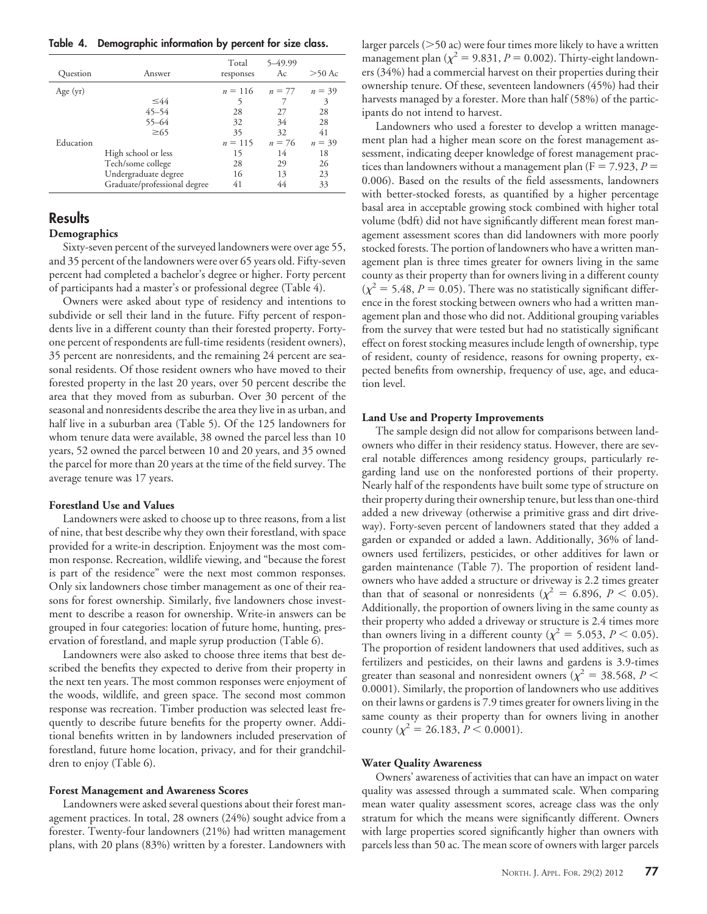**Table 4. Demographic information by percent for size class.**

| Question | Answer | Total responses | 5–49.99 Ac | >50 Ac |
|---|---|---|---|---|
| Age (yr) | | $n = 116$ | $n = 77$ | $n = 39$ |
| | ≤44 | 5 | 7 | 3 |
| | 45–54 | 28 | 27 | 28 |
| | 55–64 | 32 | 34 | 28 |
| | ≥65 | 35 | 32 | 41 |
| Education | | $n = 115$ | $n = 76$ | $n = 39$ |
| | High school or less | 15 | 14 | 18 |
| | Tech/some college | 28 | 29 | 26 |
| | Undergraduate degree | 16 | 13 | 23 |
| | Graduate/professional degree | 41 | 44 | 33 |

## Results

### Demographics

Sixty-seven percent of the surveyed landowners were over age 55, and 35 percent of the landowners were over 65 years old. Fifty-seven percent had completed a bachelor's degree or higher. Forty percent of participants had a master's or professional degree (Table 4).

Owners were asked about type of residency and intentions to subdivide or sell their land in the future. Fifty percent of respondents live in a different county than their forested property. Forty-one percent of respondents are full-time residents (resident owners), 35 percent are nonresidents, and the remaining 24 percent are seasonal residents. Of those resident owners who have moved to their forested property in the last 20 years, over 50 percent describe the area that they moved from as suburban. Over 30 percent of the seasonal and nonresidents describe the area they live in as urban, and half live in a suburban area (Table 5). Of the 125 landowners for whom tenure data were available, 38 owned the parcel less than 10 years, 52 owned the parcel between 10 and 20 years, and 35 owned the parcel for more than 20 years at the time of the field survey. The average tenure was 17 years.

### Forestland Use and Values

Landowners were asked to choose up to three reasons, from a list of nine, that best describe why they own their forestland, with space provided for a write-in description. Enjoyment was the most common response. Recreation, wildlife viewing, and "because the forest is part of the residence" were the next most common responses. Only six landowners chose timber management as one of their reasons for forest ownership. Similarly, five landowners chose investment to describe a reason for ownership. Write-in answers can be grouped in four categories: location of future home, hunting, preservation of forestland, and maple syrup production (Table 6).

Landowners were also asked to choose three items that best described the benefits they expected to derive from their property in the next ten years. The most common responses were enjoyment of the woods, wildlife, and green space. The second most common response was recreation. Timber production was selected least frequently to describe future benefits for the property owner. Additional benefits written in by landowners included preservation of forestland, future home location, privacy, and for their grandchildren to enjoy (Table 6).

### Forest Management and Awareness Scores

Landowners were asked several questions about their forest management practices. In total, 28 owners (24%) sought advice from a forester. Twenty-four landowners (21%) had written management plans, with 20 plans (83%) written by a forester. Landowners with larger parcels (>50 ac) were four times more likely to have a written management plan ($\chi^2 = 9.831$, $P = 0.002$). Thirty-eight landowners (34%) had a commercial harvest on their properties during their ownership tenure. Of these, seventeen landowners (45%) had their harvests managed by a forester. More than half (58%) of the participants do not intend to harvest.

Landowners who used a forester to develop a written management plan had a higher mean score on the forest management assessment, indicating deeper knowledge of forest management practices than landowners without a management plan ($F = 7.923$, $P = 0.006$). Based on the results of the field assessments, landowners with better-stocked forests, as quantified by a higher percentage basal area in acceptable growing stock combined with higher total volume (bdft) did not have significantly different mean forest management assessment scores than did landowners with more poorly stocked forests. The portion of landowners who have a written management plan is three times greater for owners living in the same county as their property than for owners living in a different county ($\chi^2 = 5.48$, $P = 0.05$). There was no statistically significant difference in the forest stocking between owners who had a written management plan and those who did not. Additional grouping variables from the survey that were tested but had no statistically significant effect on forest stocking measures include length of ownership, type of resident, county of residence, reasons for owning property, expected benefits from ownership, frequency of use, age, and education level.

### Land Use and Property Improvements

The sample design did not allow for comparisons between landowners who differ in their residency status. However, there are several notable differences among residency groups, particularly regarding land use on the nonforested portions of their property. Nearly half of the respondents have built some type of structure on their property during their ownership tenure, but less than one-third added a new driveway (otherwise a primitive grass and dirt driveway). Forty-seven percent of landowners stated that they added a garden or expanded or added a lawn. Additionally, 36% of landowners used fertilizers, pesticides, or other additives for lawn or garden maintenance (Table 7). The proportion of resident landowners who have added a structure or driveway is 2.2 times greater than that of seasonal or nonresidents ($\chi^2 = 6.896$, $P < 0.05$). Additionally, the proportion of owners living in the same county as their property who added a driveway or structure is 2.4 times more than owners living in a different county ($\chi^2 = 5.053$, $P < 0.05$). The proportion of resident landowners that used additives, such as fertilizers and pesticides, on their lawns and gardens is 3.9-times greater than seasonal and nonresident owners ($\chi^2 = 38.568$, $P < 0.0001$). Similarly, the proportion of landowners who use additives on their lawns or gardens is 7.9 times greater for owners living in the same county as their property than for owners living in another county ($\chi^2 = 26.183$, $P < 0.0001$).

### Water Quality Awareness

Owners' awareness of activities that can have an impact on water quality was assessed through a summated scale. When comparing mean water quality assessment scores, acreage class was the only stratum for which the means were significantly different. Owners with large properties scored significantly higher than owners with parcels less than 50 ac. The mean score of owners with larger parcels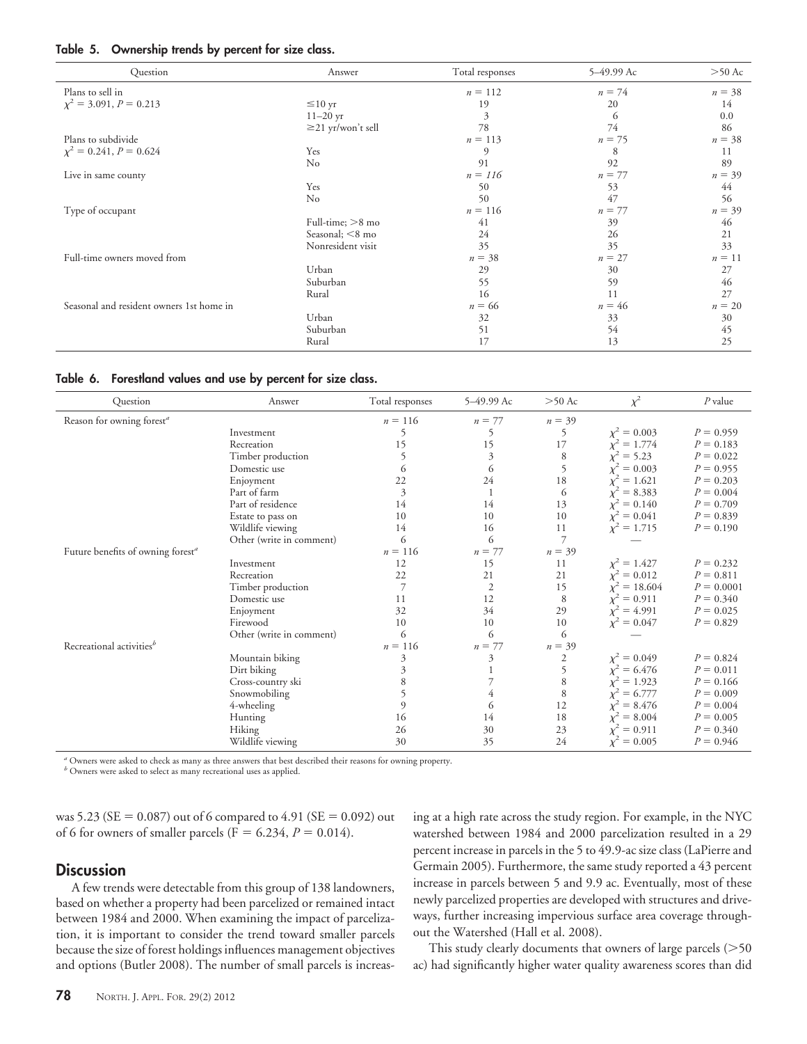**Table 5. Ownership trends by percent for size class.**

| Question | Answer | Total responses | 5–49.99 Ac | >50 Ac |
|---|---|---|---|---|
| Plans to sell in | | $n = 112$ | $n = 74$ | $n = 38$ |
| $\chi^2 = 3.091$, $P = 0.213$ | ≤10 yr | 19 | 20 | 14 |
| | 11–20 yr | 3 | 6 | 0.0 |
| | ≥21 yr/won't sell | 78 | 74 | 86 |
| Plans to subdivide | | $n = 113$ | $n = 75$ | $n = 38$ |
| $\chi^2 = 0.241$, $P = 0.624$ | Yes | 9 | 8 | 11 |
| | No | 91 | 92 | 89 |
| Live in same county | | $n = 116$ | $n = 77$ | $n = 39$ |
| | Yes | 50 | 53 | 44 |
| | No | 50 | 47 | 56 |
| Type of occupant | | $n = 116$ | $n = 77$ | $n = 39$ |
| | Full-time; >8 mo | 41 | 39 | 46 |
| | Seasonal; <8 mo | 24 | 26 | 21 |
| | Nonresident visit | 35 | 35 | 33 |
| Full-time owners moved from | | $n = 38$ | $n = 27$ | $n = 11$ |
| | Urban | 29 | 30 | 27 |
| | Suburban | 55 | 59 | 46 |
| | Rural | 16 | 11 | 27 |
| Seasonal and resident owners 1st home in | | $n = 66$ | $n = 46$ | $n = 20$ |
| | Urban | 32 | 33 | 30 |
| | Suburban | 51 | 54 | 45 |
| | Rural | 17 | 13 | 25 |

**Table 6. Forestland values and use by percent for size class.**

| Question | Answer | Total responses | 5–49.99 Ac | >50 Ac | $\chi^2$ | $P$ value |
|---|---|---|---|---|---|---|
| Reason for owning forest[a] | | $n = 116$ | $n = 77$ | $n = 39$ | | |
| | Investment | 5 | 5 | 5 | $\chi^2 = 0.003$ | $P = 0.959$ |
| | Recreation | 15 | 15 | 17 | $\chi^2 = 1.774$ | $P = 0.183$ |
| | Timber production | 5 | 3 | 8 | $\chi^2 = 5.23$ | $P = 0.022$ |
| | Domestic use | 6 | 6 | 5 | $\chi^2 = 0.003$ | $P = 0.955$ |
| | Enjoyment | 22 | 24 | 18 | $\chi^2 = 1.621$ | $P = 0.203$ |
| | Part of farm | 3 | 1 | 6 | $\chi^2 = 8.383$ | $P = 0.004$ |
| | Part of residence | 14 | 14 | 13 | $\chi^2 = 0.140$ | $P = 0.709$ |
| | Estate to pass on | 10 | 10 | 10 | $\chi^2 = 0.041$ | $P = 0.839$ |
| | Wildlife viewing | 14 | 16 | 11 | $\chi^2 = 1.715$ | $P = 0.190$ |
| | Other (write in comment) | 6 | 6 | 7 | — | |
| Future benefits of owning forest[a] | | $n = 116$ | $n = 77$ | $n = 39$ | | |
| | Investment | 12 | 15 | 11 | $\chi^2 = 1.427$ | $P = 0.232$ |
| | Recreation | 22 | 21 | 21 | $\chi^2 = 0.012$ | $P = 0.811$ |
| | Timber production | 7 | 2 | 15 | $\chi^2 = 18.604$ | $P = 0.0001$ |
| | Domestic use | 11 | 12 | 8 | $\chi^2 = 0.911$ | $P = 0.340$ |
| | Enjoyment | 32 | 34 | 29 | $\chi^2 = 4.991$ | $P = 0.025$ |
| | Firewood | 10 | 10 | 10 | $\chi^2 = 0.047$ | $P = 0.829$ |
| | Other (write in comment) | 6 | 6 | 6 | — | |
| Recreational activities[b] | | $n = 116$ | $n = 77$ | $n = 39$ | | |
| | Mountain biking | 3 | 3 | 2 | $\chi^2 = 0.049$ | $P = 0.824$ |
| | Dirt biking | 3 | 1 | 5 | $\chi^2 = 6.476$ | $P = 0.011$ |
| | Cross-country ski | 8 | 7 | 8 | $\chi^2 = 1.923$ | $P = 0.166$ |
| | Snowmobiling | 5 | 4 | 8 | $\chi^2 = 6.777$ | $P = 0.009$ |
| | 4-wheeling | 9 | 6 | 12 | $\chi^2 = 8.476$ | $P = 0.004$ |
| | Hunting | 16 | 14 | 18 | $\chi^2 = 8.004$ | $P = 0.005$ |
| | Hiking | 26 | 30 | 23 | $\chi^2 = 0.911$ | $P = 0.340$ |
| | Wildlife viewing | 30 | 35 | 24 | $\chi^2 = 0.005$ | $P = 0.946$ |

[a] Owners were asked to check as many as three answers that best described their reasons for owning property.
[b] Owners were asked to select as many recreational uses as applied.

was 5.23 (SE = 0.087) out of 6 compared to 4.91 (SE = 0.092) out of 6 for owners of smaller parcels ($F = 6.234$, $P = 0.014$).

## Discussion

A few trends were detectable from this group of 138 landowners, based on whether a property had been parcelized or remained intact between 1984 and 2000. When examining the impact of parcelization, it is important to consider the trend toward smaller parcels because the size of forest holdings influences management objectives and options (Butler 2008). The number of small parcels is increasing at a high rate across the study region. For example, in the NYC watershed between 1984 and 2000 parcelization resulted in a 29 percent increase in parcels in the 5 to 49.9-ac size class (LaPierre and Germain 2005). Furthermore, the same study reported a 43 percent increase in parcels between 5 and 9.9 ac. Eventually, most of these newly parcelized properties are developed with structures and driveways, further increasing impervious surface area coverage throughout the Watershed (Hall et al. 2008).

This study clearly documents that owners of large parcels (>50 ac) had significantly higher water quality awareness scores than did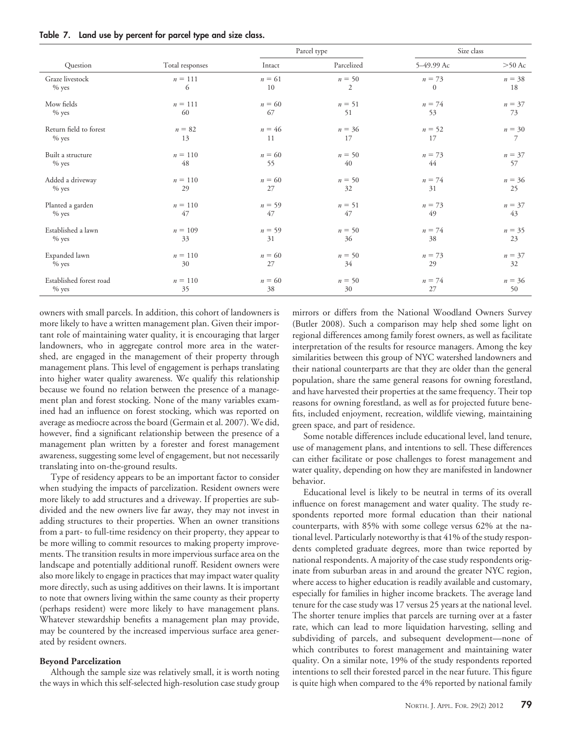**Table 7. Land use by percent for parcel type and size class.**

| Question | Total responses | Parcel type | | Size class | |
|---|---|---|---|---|---|
| | | Intact | Parcelized | 5–49.99 Ac | >50 Ac |
| Graze livestock | $n = 111$ | $n = 61$ | $n = 50$ | $n = 73$ | $n = 38$ |
| % yes | 6 | 10 | 2 | 0 | 18 |
| Mow fields | $n = 111$ | $n = 60$ | $n = 51$ | $n = 74$ | $n = 37$ |
| % yes | 60 | 67 | 51 | 53 | 73 |
| Return field to forest | $n = 82$ | $n = 46$ | $n = 36$ | $n = 52$ | $n = 30$ |
| % yes | 13 | 11 | 17 | 17 | 7 |
| Built a structure | $n = 110$ | $n = 60$ | $n = 50$ | $n = 73$ | $n = 37$ |
| % yes | 48 | 55 | 40 | 44 | 57 |
| Added a driveway | $n = 110$ | $n = 60$ | $n = 50$ | $n = 74$ | $n = 36$ |
| % yes | 29 | 27 | 32 | 31 | 25 |
| Planted a garden | $n = 110$ | $n = 59$ | $n = 51$ | $n = 73$ | $n = 37$ |
| % yes | 47 | 47 | 47 | 49 | 43 |
| Established a lawn | $n = 109$ | $n = 59$ | $n = 50$ | $n = 74$ | $n = 35$ |
| % yes | 33 | 31 | 36 | 38 | 23 |
| Expanded lawn | $n = 110$ | $n = 60$ | $n = 50$ | $n = 73$ | $n = 37$ |
| % yes | 30 | 27 | 34 | 29 | 32 |
| Established forest road | $n = 110$ | $n = 60$ | $n = 50$ | $n = 74$ | $n = 36$ |
| % yes | 35 | 38 | 30 | 27 | 50 |

owners with small parcels. In addition, this cohort of landowners is more likely to have a written management plan. Given their important role of maintaining water quality, it is encouraging that larger landowners, who in aggregate control more area in the watershed, are engaged in the management of their property through management plans. This level of engagement is perhaps translating into higher water quality awareness. We qualify this relationship because we found no relation between the presence of a management plan and forest stocking. None of the many variables examined had an influence on forest stocking, which was reported on average as mediocre across the board (Germain et al. 2007). We did, however, find a significant relationship between the presence of a management plan written by a forester and forest management awareness, suggesting some level of engagement, but not necessarily translating into on-the-ground results.

Type of residency appears to be an important factor to consider when studying the impacts of parcelization. Resident owners were more likely to add structures and a driveway. If properties are subdivided and the new owners live far away, they may not invest in adding structures to their properties. When an owner transitions from a part- to full-time residency on their property, they appear to be more willing to commit resources to making property improvements. The transition results in more impervious surface area on the landscape and potentially additional runoff. Resident owners were also more likely to engage in practices that may impact water quality more directly, such as using additives on their lawns. It is important to note that owners living within the same county as their property (perhaps resident) were more likely to have management plans. Whatever stewardship benefits a management plan may provide, may be countered by the increased impervious surface area generated by resident owners.

**Beyond Parcelization**

Although the sample size was relatively small, it is worth noting the ways in which this self-selected high-resolution case study group mirrors or differs from the National Woodland Owners Survey (Butler 2008). Such a comparison may help shed some light on regional differences among family forest owners, as well as facilitate interpretation of the results for resource managers. Among the key similarities between this group of NYC watershed landowners and their national counterparts are that they are older than the general population, share the same general reasons for owning forestland, and have harvested their properties at the same frequency. Their top reasons for owning forestland, as well as for projected future benefits, included enjoyment, recreation, wildlife viewing, maintaining green space, and part of residence.

Some notable differences include educational level, land tenure, use of management plans, and intentions to sell. These differences can either facilitate or pose challenges to forest management and water quality, depending on how they are manifested in landowner behavior.

Educational level is likely to be neutral in terms of its overall influence on forest management and water quality. The study respondents reported more formal education than their national counterparts, with 85% with some college versus 62% at the national level. Particularly noteworthy is that 41% of the study respondents completed graduate degrees, more than twice reported by national respondents. A majority of the case study respondents originate from suburban areas in and around the greater NYC region, where access to higher education is readily available and customary, especially for families in higher income brackets. The average land tenure for the case study was 17 versus 25 years at the national level. The shorter tenure implies that parcels are turning over at a faster rate, which can lead to more liquidation harvesting, selling and subdividing of parcels, and subsequent development—none of which contributes to forest management and maintaining water quality. On a similar note, 19% of the study respondents reported intentions to sell their forested parcel in the near future. This figure is quite high when compared to the 4% reported by national family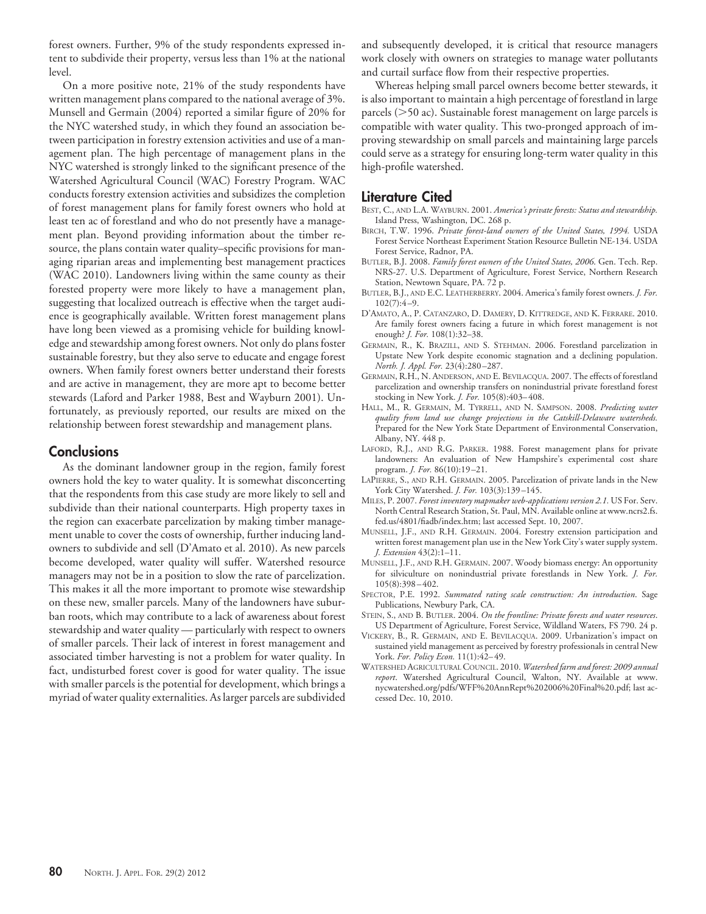forest owners. Further, 9% of the study respondents expressed intent to subdivide their property, versus less than 1% at the national level.

On a more positive note, 21% of the study respondents have written management plans compared to the national average of 3%. Munsell and Germain (2004) reported a similar figure of 20% for the NYC watershed study, in which they found an association between participation in forestry extension activities and use of a management plan. The high percentage of management plans in the NYC watershed is strongly linked to the significant presence of the Watershed Agricultural Council (WAC) Forestry Program. WAC conducts forestry extension activities and subsidizes the completion of forest management plans for family forest owners who hold at least ten ac of forestland and who do not presently have a management plan. Beyond providing information about the timber resource, the plans contain water quality–specific provisions for managing riparian areas and implementing best management practices (WAC 2010). Landowners living within the same county as their forested property were more likely to have a management plan, suggesting that localized outreach is effective when the target audience is geographically available. Written forest management plans have long been viewed as a promising vehicle for building knowledge and stewardship among forest owners. Not only do plans foster sustainable forestry, but they also serve to educate and engage forest owners. When family forest owners better understand their forests and are active in management, they are more apt to become better stewards (Laford and Parker 1988, Best and Wayburn 2001). Unfortunately, as previously reported, our results are mixed on the relationship between forest stewardship and management plans.

## Conclusions

As the dominant landowner group in the region, family forest owners hold the key to water quality. It is somewhat disconcerting that the respondents from this case study are more likely to sell and subdivide than their national counterparts. High property taxes in the region can exacerbate parcelization by making timber management unable to cover the costs of ownership, further inducing landowners to subdivide and sell (D'Amato et al. 2010). As new parcels become developed, water quality will suffer. Watershed resource managers may not be in a position to slow the rate of parcelization. This makes it all the more important to promote wise stewardship on these new, smaller parcels. Many of the landowners have suburban roots, which may contribute to a lack of awareness about forest stewardship and water quality — particularly with respect to owners of smaller parcels. Their lack of interest in forest management and associated timber harvesting is not a problem for water quality. In fact, undisturbed forest cover is good for water quality. The issue with smaller parcels is the potential for development, which brings a myriad of water quality externalities. As larger parcels are subdivided and subsequently developed, it is critical that resource managers work closely with owners on strategies to manage water pollutants and curtail surface flow from their respective properties.

Whereas helping small parcel owners become better stewards, it is also important to maintain a high percentage of forestland in large parcels (>50 ac). Sustainable forest management on large parcels is compatible with water quality. This two-pronged approach of improving stewardship on small parcels and maintaining large parcels could serve as a strategy for ensuring long-term water quality in this high-profile watershed.

## Literature Cited

Best, C., and L.A. Wayburn. 2001. *America's private forests: Status and stewardship.* Island Press, Washington, DC. 268 p.

Birch, T.W. 1996. *Private forest-land owners of the United States, 1994.* USDA Forest Service Northeast Experiment Station Resource Bulletin NE-134. USDA Forest Service, Radnor, PA.

Butler, B.J. 2008. *Family forest owners of the United States, 2006.* Gen. Tech. Rep. NRS-27. U.S. Department of Agriculture, Forest Service, Northern Research Station, Newtown Square, PA. 72 p.

Butler, B.J., and E.C. Leatherberry. 2004. America's family forest owners. *J. For.* 102(7):4–9.

D'Amato, A., P. Catanzaro, D. Damery, D. Kittredge, and K. Ferrare. 2010. Are family forest owners facing a future in which forest management is not enough? *J. For.* 108(1):32–38.

Germain, R., K. Brazill, and S. Stehman. 2006. Forestland parcelization in Upstate New York despite economic stagnation and a declining population. *North. J. Appl. For.* 23(4):280–287.

Germain, R.H., N. Anderson, and E. Bevilacqua. 2007. The effects of forestland parcelization and ownership transfers on nonindustrial private forestland forest stocking in New York. *J. For.* 105(8):403–408.

Hall, M., R. Germain, M. Tyrrell, and N. Sampson. 2008. *Predicting water quality from land use change projections in the Catskill-Delaware watersheds.* Prepared for the New York State Department of Environmental Conservation, Albany, NY. 448 p.

Laford, R.J., and R.G. Parker. 1988. Forest management plans for private landowners: An evaluation of New Hampshire's experimental cost share program. *J. For.* 86(10):19–21.

LaPierre, S., and R.H. Germain. 2005. Parcelization of private lands in the New York City Watershed. *J. For.* 103(3):139–145.

Miles, P. 2007. *Forest inventory mapmaker web-applications version 2.1.* US For. Serv. North Central Research Station, St. Paul, MN. Available online at www.ncrs2.fs.fed.us/4801/fiadb/index.htm; last accessed Sept. 10, 2007.

Munsell, J.F., and R.H. Germain. 2004. Forestry extension participation and written forest management plan use in the New York City's water supply system. *J. Extension* 43(2):1–11.

Munsell, J.F., and R.H. Germain. 2007. Woody biomass energy: An opportunity for silviculture on nonindustrial private forestlands in New York. *J. For.* 105(8):398–402.

Spector, P.E. 1992. *Summated rating scale construction: An introduction.* Sage Publications, Newbury Park, CA.

Stein, S., and B. Butler. 2004. *On the frontline: Private forests and water resources.* US Department of Agriculture, Forest Service, Wildland Waters, FS 790. 24 p.

Vickery, B., R. Germain, and E. Bevilacqua. 2009. Urbanization's impact on sustained yield management as perceived by forestry professionals in central New York. *For. Policy Econ.* 11(1):42–49.

Watershed Agricultural Council. 2010. *Watershed farm and forest: 2009 annual report.* Watershed Agricultural Council, Walton, NY. Available at www.nycwatershed.org/pdfs/WFF%20AnnRept%202006%20Final%20.pdf; last accessed Dec. 10, 2010.